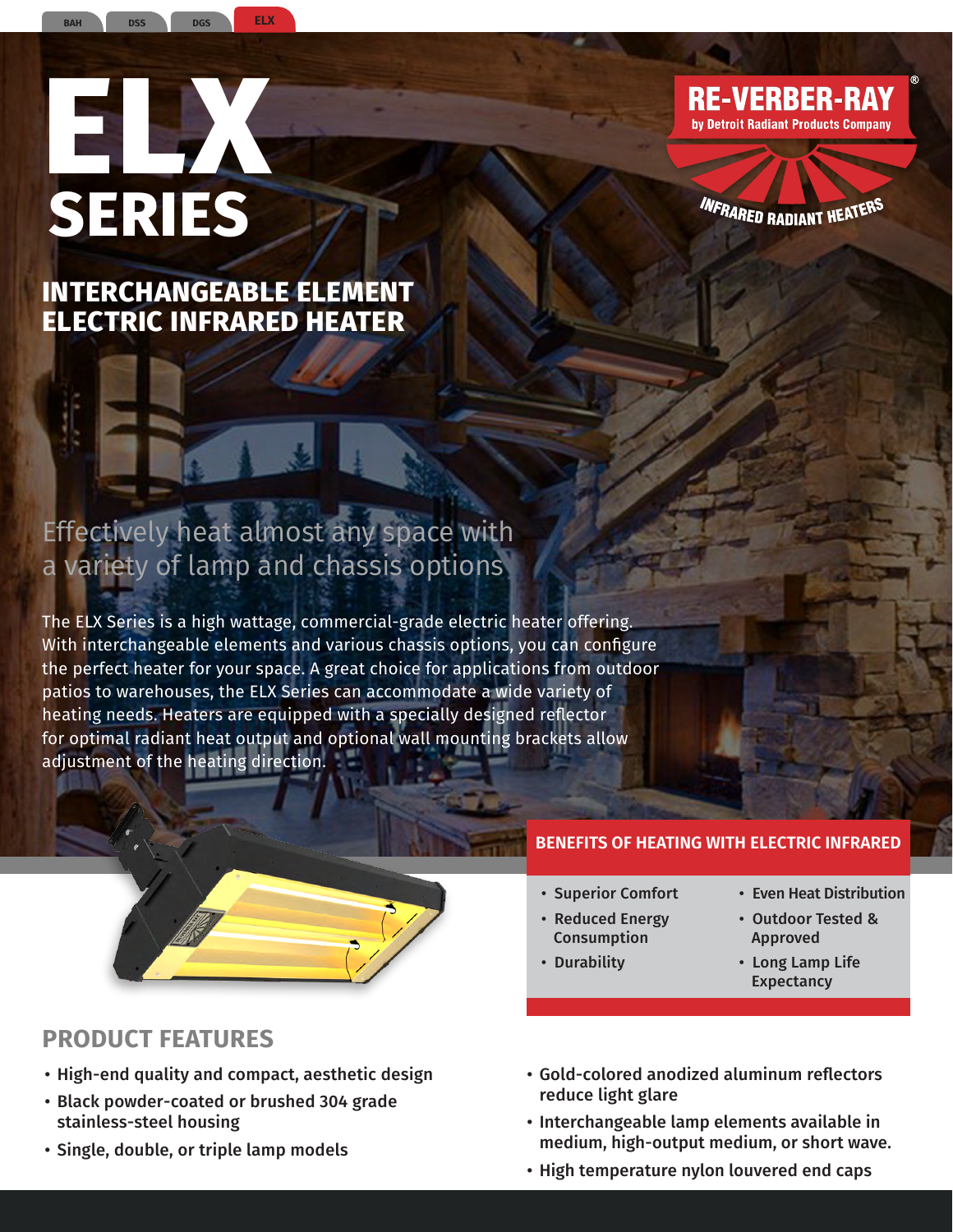BAH DSS DGS ELX

# ELX SERIES

RE-VERBER-RAY® by Detroit Radiant Products Company — INFRARED RADIANT HEATERS

## INTERCHANGEABLE ELEMENT ELECTRIC INFRARED HEATER

Effectively heat almost any space with a variety of lamp and chassis options

The ELX Series is a high wattage, commercial-grade electric heater offering. With interchangeable elements and various chassis options, you can configure the perfect heater for your space. A great choice for applications from outdoor patios to warehouses, the ELX Series can accommodate a wide variety of heating needs. Heaters are equipped with a specially designed reflector for optimal radiant heat output and optional wall mounting brackets allow adjustment of the heating direction.

### BENEFITS OF HEATING WITH ELECTRIC INFRARED

- Superior Comfort
- Reduced Energy Consumption
- Durability
- Even Heat Distribution
- Outdoor Tested & Approved
- Long Lamp Life Expectancy

## PRODUCT FEATURES

- High-end quality and compact, aesthetic design
- Black powder-coated or brushed 304 grade stainless-steel housing
- Single, double, or triple lamp models
- Gold-colored anodized aluminum reflectors reduce light glare
- Interchangeable lamp elements available in medium, high-output medium, or short wave.
- High temperature nylon louvered end caps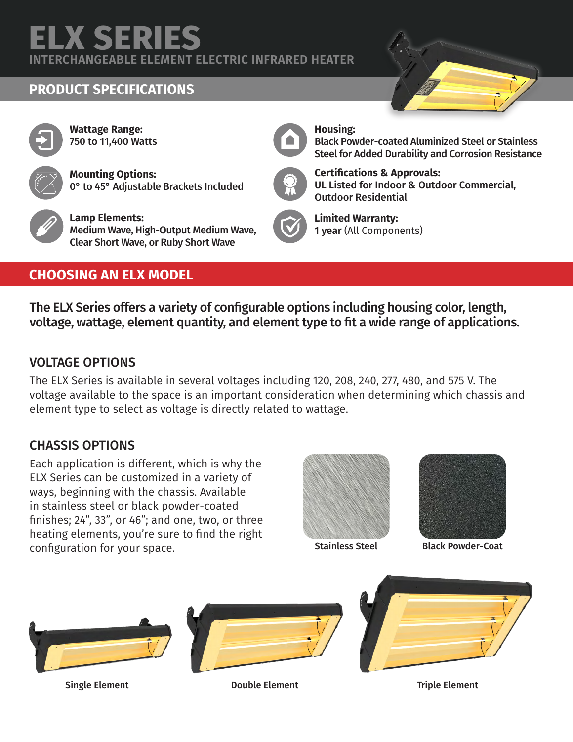# ELX SERIES

INTERCHANGEABLE ELEMENT ELECTRIC INFRARED HEATER

## PRODUCT SPECIFICATIONS

**Wattage Range:**
750 to 11,400 Watts

**Mounting Options:**
0° to 45° Adjustable Brackets Included

**Lamp Elements:**
Medium Wave, High-Output Medium Wave, Clear Short Wave, or Ruby Short Wave

**Housing:**
Black Powder-coated Aluminized Steel or Stainless Steel for Added Durability and Corrosion Resistance

**Certifications & Approvals:**
UL Listed for Indoor & Outdoor Commercial, Outdoor Residential

**Limited Warranty:**
**1 year** (All Components)

## CHOOSING AN ELX MODEL

**The ELX Series offers a variety of configurable options including housing color, length, voltage, wattage, element quantity, and element type to fit a wide range of applications.**

### VOLTAGE OPTIONS

The ELX Series is available in several voltages including 120, 208, 240, 277, 480, and 575 V. The voltage available to the space is an important consideration when determining which chassis and element type to select as voltage is directly related to wattage.

### CHASSIS OPTIONS

Each application is different, which is why the ELX Series can be customized in a variety of ways, beginning with the chassis. Available in stainless steel or black powder-coated finishes; 24", 33", or 46"; and one, two, or three heating elements, you're sure to find the right configuration for your space.

Stainless Steel

Black Powder-Coat

Single Element

Double Element

Triple Element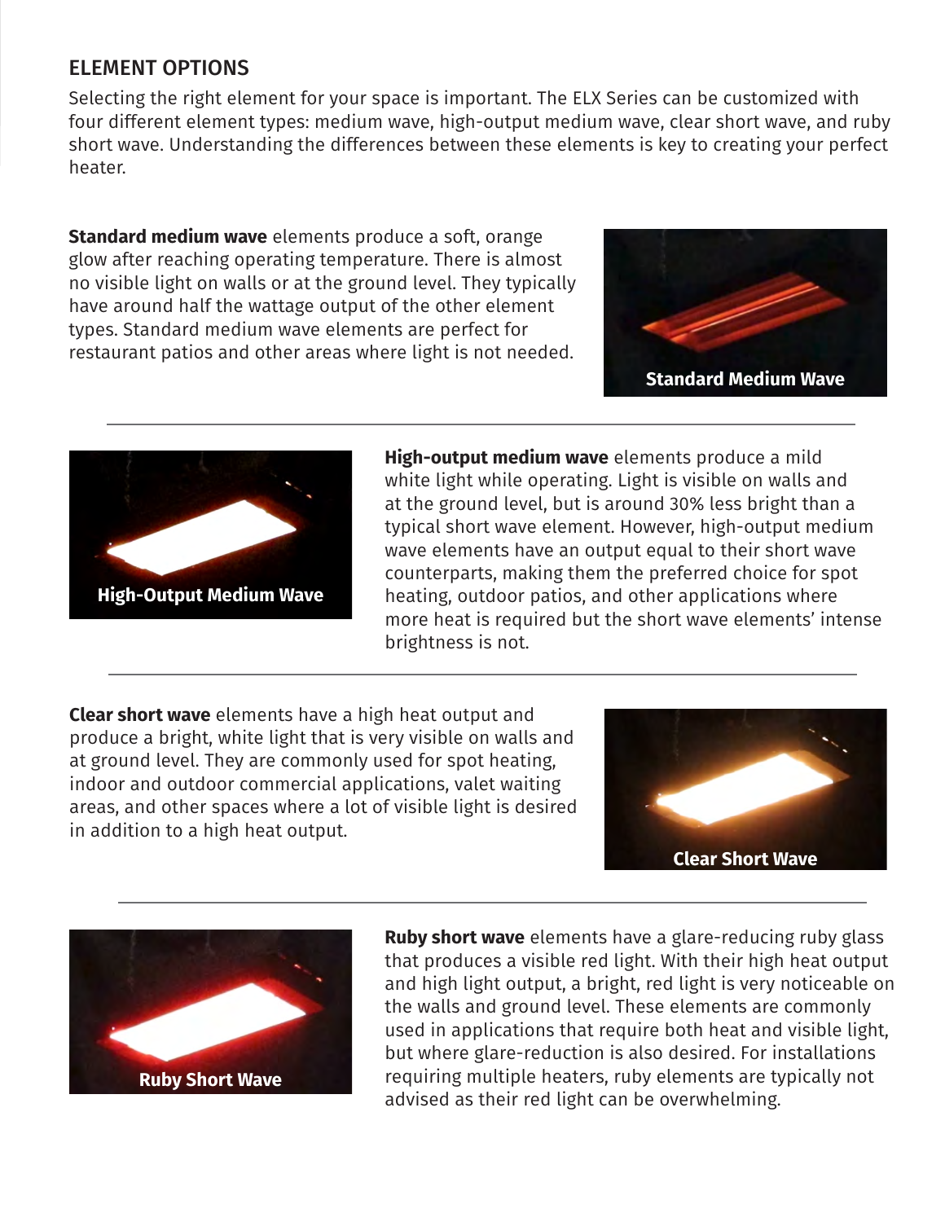## ELEMENT OPTIONS

Selecting the right element for your space is important. The ELX Series can be customized with four different element types: medium wave, high-output medium wave, clear short wave, and ruby short wave. Understanding the differences between these elements is key to creating your perfect heater.

**Standard medium wave** elements produce a soft, orange glow after reaching operating temperature. There is almost no visible light on walls or at the ground level. They typically have around half the wattage output of the other element types. Standard medium wave elements are perfect for restaurant patios and other areas where light is not needed.

Standard Medium Wave

---

High-Output Medium Wave

**High-output medium wave** elements produce a mild white light while operating. Light is visible on walls and at the ground level, but is around 30% less bright than a typical short wave element. However, high-output medium wave elements have an output equal to their short wave counterparts, making them the preferred choice for spot heating, outdoor patios, and other applications where more heat is required but the short wave elements' intense brightness is not.

---

**Clear short wave** elements have a high heat output and produce a bright, white light that is very visible on walls and at ground level. They are commonly used for spot heating, indoor and outdoor commercial applications, valet waiting areas, and other spaces where a lot of visible light is desired in addition to a high heat output.

Clear Short Wave

---

Ruby Short Wave

**Ruby short wave** elements have a glare-reducing ruby glass that produces a visible red light. With their high heat output and high light output, a bright, red light is very noticeable on the walls and ground level. These elements are commonly used in applications that require both heat and visible light, but where glare-reduction is also desired. For installations requiring multiple heaters, ruby elements are typically not advised as their red light can be overwhelming.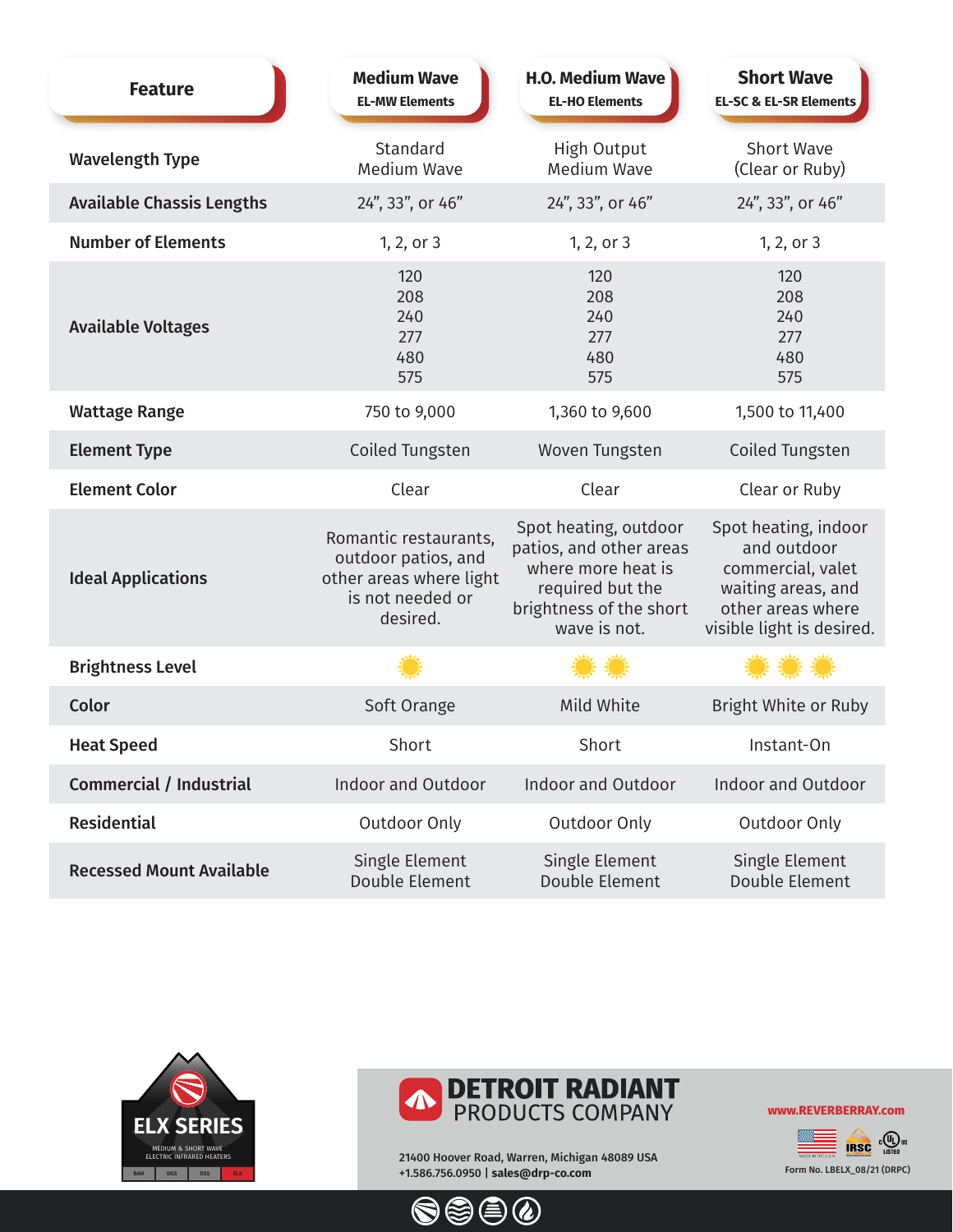| Feature | Medium Wave<br>EL-MW Elements | H.O. Medium Wave<br>EL-HO Elements | Short Wave<br>EL-SC & EL-SR Elements |
|---|---|---|---|
| **Wavelength Type** | Standard Medium Wave | High Output Medium Wave | Short Wave (Clear or Ruby) |
| **Available Chassis Lengths** | 24”, 33”, or 46” | 24”, 33”, or 46” | 24”, 33”, or 46” |
| **Number of Elements** | 1, 2, or 3 | 1, 2, or 3 | 1, 2, or 3 |
| **Available Voltages** | 120<br>208<br>240<br>277<br>480<br>575 | 120<br>208<br>240<br>277<br>480<br>575 | 120<br>208<br>240<br>277<br>480<br>575 |
| **Wattage Range** | 750 to 9,000 | 1,360 to 9,600 | 1,500 to 11,400 |
| **Element Type** | Coiled Tungsten | Woven Tungsten | Coiled Tungsten |
| **Element Color** | Clear | Clear | Clear or Ruby |
| **Ideal Applications** | Romantic restaurants, outdoor patios, and other areas where light is not needed or desired. | Spot heating, outdoor patios, and other areas where more heat is required but the brightness of the short wave is not. | Spot heating, indoor and outdoor commercial, valet waiting areas, and other areas where visible light is desired. |
| **Brightness Level** | ☀ | ☀ ☀ | ☀ ☀ ☀ |
| **Color** | Soft Orange | Mild White | Bright White or Ruby |
| **Heat Speed** | Short | Short | Instant-On |
| **Commercial / Industrial** | Indoor and Outdoor | Indoor and Outdoor | Indoor and Outdoor |
| **Residential** | Outdoor Only | Outdoor Only | Outdoor Only |
| **Recessed Mount Available** | Single Element<br>Double Element | Single Element<br>Double Element | Single Element<br>Double Element |

ELX SERIES
MEDIUM & SHORT WAVE ELECTRIC INFRARED HEATERS

**DETROIT RADIANT PRODUCTS COMPANY**

21400 Hoover Road, Warren, Michigan 48089 USA
+1.586.756.0950 | sales@drp-co.com

www.REVERBERRAY.com

Form No. LBELX_08/21 (DRPC)